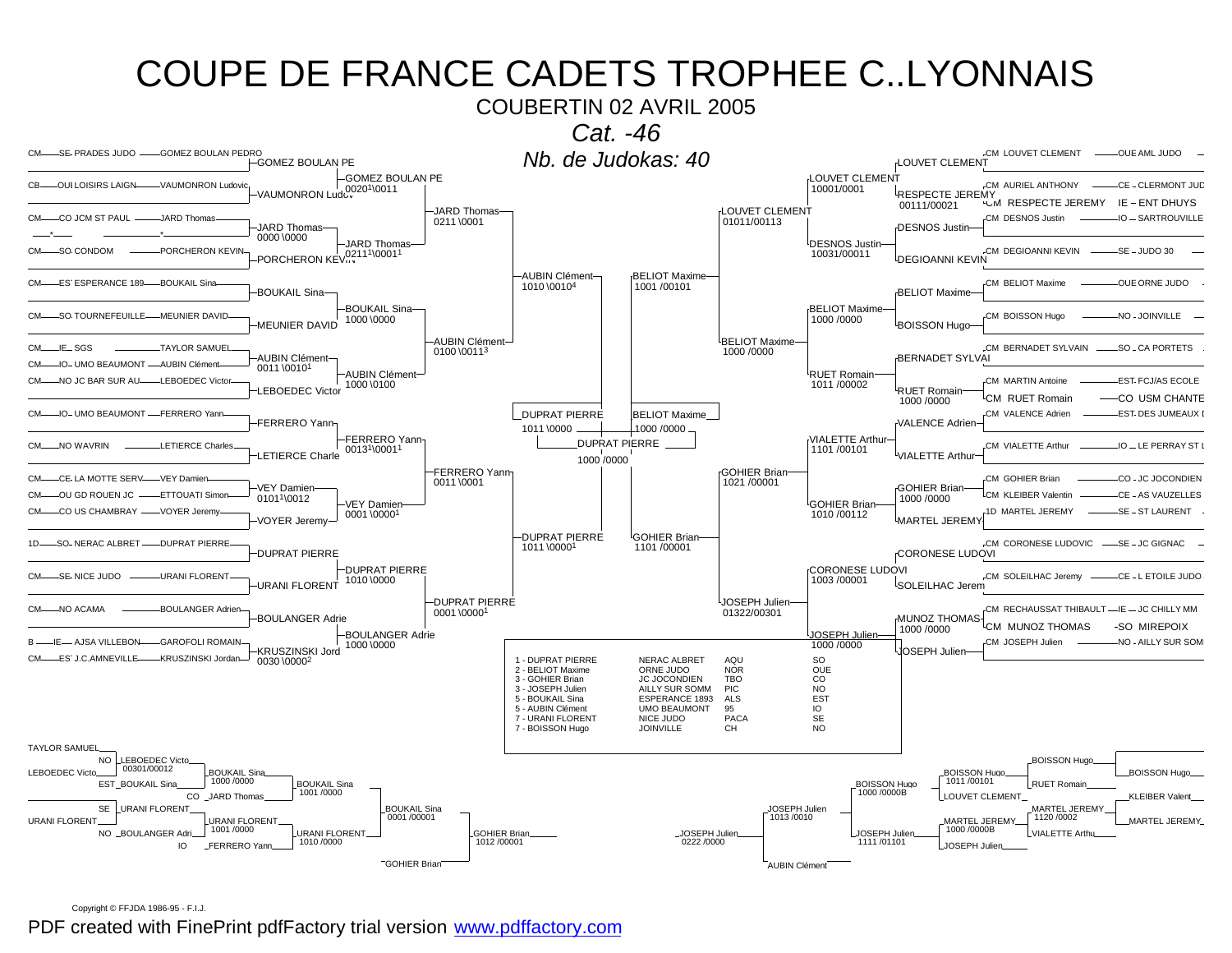# COUPE DE FRANCE CADETS TROPHEE C..LYONNAIS

COUBERTIN 02 AVRIL 2005

*Cat. -46*

*Nb. de Judokas: 40*

## Tableau gauche

| Ligue | Club | Judoka | 1er tour | 2e tour | 3e tour | 4e tour |
|---|---|---|---|---|---|---|
| CM SE | PRADES JUDO | GOMEZ BOULAN PEDRO | GOMEZ BOULAN PE | GOMEZ BOULAN PE 0020[1]\0011 | JARD Thomas 0211\0001 | AUBIN Clément 1010\0010[4] |
| CB OUI | LOISIRS LAIGN | VAUMONRON Ludovic | VAUMONRON Ludov | | | |
| CM | CO JCM ST PAUL | JARD Thomas | JARD Thomas 0000\0000 | JARD Thomas 0211[1]\0001[1] | | |
| * | | * | | | | |
| CM SO | CONDOM | PORCHERON KEVIN | PORCHERON KEVIN | | | |
| CM ES | ESPERANCE 189 | BOUKAIL Sina | BOUKAIL Sina | BOUKAIL Sina 1000\0000 | AUBIN Clément 0100\0011[3] | |
| CM SO | TOURNEFEUILLE | MEUNIER DAVID | MEUNIER DAVID | | | |
| CM IE | SGS | TAYLOR SAMUEL | AUBIN Clément 0011\0010[1] | AUBIN Clément 1000\0100 | | |
| CM IO | UMO BEAUMONT | AUBIN Clément | | | | |
| CM NO | JC BAR SUR AU | LEBOEDEC Victor | LEBOEDEC Victor | | | |
| CM IO | UMO BEAUMONT | FERRERO Yann | FERRERO Yann | FERRERO Yann 0013[1]\0001[1] | FERRERO Yann 0011\0001 | DUPRAT PIERRE 1011\0000[1] |
| CM NO | WAVRIN | LETIERCE Charles | LETIERCE Charle | | | |
| CM CE | LA MOTTE SERV | VEY Damien | VEY Damien 0101[1]\0012 | VEY Damien 0001\0000[1] | | |
| CM OU | GD ROUEN JC | ETTOUATI Simon | | | | |
| CM CO | US CHAMBRAY | VOYER Jeremy | VOYER Jeremy | | | |
| 1D SO | NERAC ALBRET | DUPRAT PIERRE | DUPRAT PIERRE | DUPRAT PIERRE 1010\0000 | DUPRAT PIERRE 0001\0000[1] | |
| CM SE | NICE JUDO | URANI FLORENT | URANI FLORENT | | | |
| CM NO | ACAMA | BOULANGER Adrien | BOULANGER Adrie | BOULANGER Adrie 1000\0000 | | |
| B IE | AJSA VILLEBON | GAROFOLI ROMAIN | KRUSZINSKI Jord 0030\0000[2] | | | |
| CM ES | J.C.AMNEVILLE | KRUSZINSKI Jordan | | | | |

Demi-finale gauche : DUPRAT PIERRE 1011\0000

## Tableau droit

| Ligue | Club | Judoka | 1er tour | 2e tour | 3e tour | 4e tour |
|---|---|---|---|---|---|---|
| CM OUE | AML JUDO | LOUVET CLEMENT | LOUVET CLEMENT | LOUVET CLEMENT 10001/0001 | LOUVET CLEMENT 01011/00113 | BELIOT Maxime 1001/00101 |
| CM CE | CLERMONT JUD | AURIEL ANTHONY | RESPECTE JEREMY 00111/00021 | | | |
| CM IE | ENT DHUYS | RESPECTE JEREMY | | | | |
| CM IO | SARTROUVILLE | DESNOS Justin | DESNOS Justin | DESNOS Justin 10031/00011 | | |
| CM SE | JUDO 30 | DEGIOANNI KEVIN | DEGIOANNI KEVIN | | | |
| CM OUE | ORNE JUDO | BELIOT Maxime | BELIOT Maxime | BELIOT Maxime 1000/0000 | BELIOT Maxime 1000/0000 | |
| CM NO | JOINVILLE | BOISSON Hugo | BOISSON Hugo | | | |
| CM SO | CA PORTETS | BERNADET SYLVAIN | BERNADET SYLVAI | RUET Romain 1011/00002 | | |
| CM EST | FCJ/AS ECOLE | MARTIN Antoine | RUET Romain 1000/0000 | | | |
| CM CO | USM CHANTE | RUET Romain | | | | |
| CM EST | DES JUMEAUX I | VALENCE Adrien | VALENCE Adrien | VIALETTE Arthur 1101/00101 | GOHIER Brian 1021/00001 | GOHIER Brian 1101/00001 |
| CM IO | LE PERRAY ST L | VIALETTE Arthur | VIALETTE Arthur | | | |
| CM CO | JC JOCONDIEN | GOHIER Brian | GOHIER Brian 1000/0000 | GOHIER Brian 1010/00112 | | |
| CM CE | AS VAUZELLES | KLEIBER Valentin | | | | |
| 1D SE | ST LAURENT | MARTEL JEREMY | MARTEL JEREMY | | | |
| CM SE | JC GIGNAC | CORONESE LUDOVIC | CORONESE LUDOVI | CORONESE LUDOVI 1003/00001 | JOSEPH Julien 01322/00301 | |
| CM CE | L ETOILE JUDO | SOLEILHAC Jeremy | SOLEILHAC Jerem | | | |
| CM IE | JC CHILLY MM | RECHAUSSAT THIBAULT | MUNOZ THOMAS 1000/0000 | JOSEPH Julien 1000/0000 | | |
| CM SO | MIREPOIX | MUNOZ THOMAS | | | | |
| CM NO | AILLY SUR SOM | JOSEPH Julien | JOSEPH Julien | | | |

Demi-finale droite : BELIOT Maxime 1000/0000

## Finale

DUPRAT PIERRE 1000/0000

## Classement

| Rang | Judoka | Club | Région | Ligue |
|---|---|---|---|---|
| 1 | DUPRAT PIERRE | NERAC ALBRET | AQU | SO |
| 2 | BELIOT Maxime | ORNE JUDO | NOR | OUE |
| 3 | GOHIER Brian | JC JOCONDIEN | TBO | CO |
| 3 | JOSEPH Julien | AILLY SUR SOMM | PIC | NO |
| 5 | BOUKAIL Sina | ESPERANCE 1893 | ALS | EST |
| 5 | AUBIN Clément | UMO BEAUMONT | 95 | IO |
| 7 | URANI FLORENT | NICE JUDO | PACA | SE |
| 7 | BOISSON Hugo | JOINVILLE | CH | NO |

## Repêchages

**Côté gauche**

- TAYLOR SAMUEL / LEBOEDEC Victo (NO) : LEBOEDEC Victo 00301/00012
- LEBOEDEC Victo / BOUKAIL Sina (EST) : BOUKAIL Sina 1000/0000
- BOUKAIL Sina / JARD Thomas (CO) : BOUKAIL Sina 1001/0000
- URANI FLORENT (SE) / BOULANGER Adri (NO) : URANI FLORENT 1001/0000
- URANI FLORENT / FERRERO Yann (IO) : URANI FLORENT 1010/0000
- BOUKAIL Sina / URANI FLORENT : BOUKAIL Sina 0001/00001
- BOUKAIL Sina / GOHIER Brian : GOHIER Brian 1012/00001

**Côté droit**

- BOISSON Hugo / RUET Romain : BOISSON Hugo
- BOISSON Hugo / LOUVET CLEMENT : BOISSON Hugo 1011/00101
- BOISSON Hugo / KLEIBER Valent : BOISSON Hugo 1000/0000B
- MARTEL JEREMY / MARTEL JEREMY : MARTEL JEREMY 1120/0002
- MARTEL JEREMY / VIALETTE Arthu : MARTEL JEREMY 1000/0000B
- JOSEPH Julien / MARTEL JEREMY : JOSEPH Julien 1111/01101
- BOISSON Hugo / JOSEPH Julien : JOSEPH Julien 1013/0010
- JOSEPH Julien / AUBIN Clément : JOSEPH Julien 0222/0000

Copyright © FFJDA 1986-95 - F.I.J.

PDF created with FinePrint pdfFactory trial version www.pdffactory.com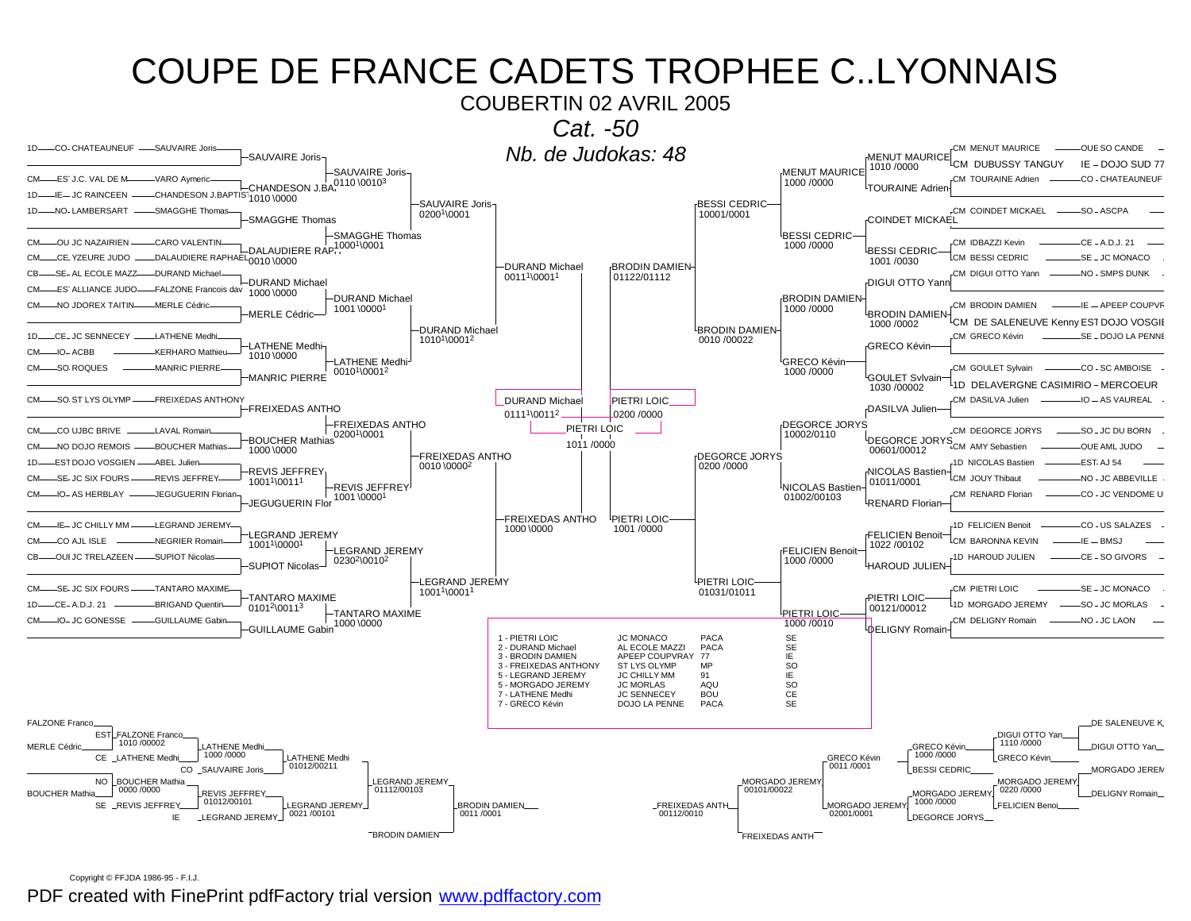# COUPE DE FRANCE CADETS TROPHEE C..LYONNAIS

COUBERTIN 02 AVRIL 2005

*Cat. -50*

*Nb. de Judokas: 48*

## Tableau principal (partie gauche)

| Grade | Club | Judoka |
|---|---|---|
| 1D | CO - CHATEAUNEUF | SAUVAIRE Joris |
| CM | ES' J.C. VAL DE M | VARO Aymeric |
| 1D | IE - JC RAINCEEN | CHANDESON J.BAPTIS |
| 1D | NO - LAMBERSART | SMAGGHE Thomas |
| CM | OU JC NAZAIRIEN | CARO VALENTIN |
| CM | CE YZEURE JUDO | DALAUDIERE RAPHAEL |
| CB | SE - AL ECOLE MAZZ | DURAND Michael |
| CM | ES' ALLIANCE JUDO | FALZONE Francois dav |
| CM | NO JDOREX TAITIN | MERLE Cédric |
| 1D | CE - JC SENNECEY | LATHENE Medhi |
| CM | IO - ACBB | KERHARO Mathieu |
| CM | SO ROQUES | MANRIC PIERRE |
| CM | SO ST LYS OLYMP | FREIXEDAS ANTHONY |
| CM | CO UJBC BRIVE | LAVAL Romain |
| CM | NO DOJO REMOIS | BOUCHER Mathias |
| 1D | EST DOJO VOSGIEN | ABEL Julien |
| CM | SE - JC SIX FOURS | REVIS JEFFREY |
| CM | IO - AS HERBLAY | JEGUGUERIN Florian |
| CM | IE - JC CHILLY MM | LEGRAND JEREMY |
| CM | CO AJL ISLE | NEGRIER Romain |
| CB | OUI JC TRELAZEEN | SUPIOT Nicolas |
| CM | SE - JC SIX FOURS | TANTARO MAXIME |
| 1D | CE - A.D.J. 21 | BRIGAND Quentin |
| CM | IO - JC GONESSE | GUILLAUME Gabin |

Tour 1 : SAUVAIRE Joris ; CHANDESON J.BA ; SMAGGHE Thomas ; DALAUDIERE RAP 0010 \0000 ; DURAND Michael 1000 \0000 ; MERLE Cédric ; LATHENE Medhi 1010 \0000 ; MANRIC PIERRE ; FREIXEDAS ANTHO ; BOUCHER Mathias 1000 \0000 ; REVIS JEFFREY 1001[1]\0011[1] ; JEGUGUERIN Flor ; LEGRAND JEREMY 1001[1]\0000[1] ; SUPIOT Nicolas ; TANTARO MAXIME 0101[2]\0011[3] ; GUILLAUME Gabin

Tour 2 : SAUVAIRE Joris 0110 \0010[3] ; SMAGGHE Thomas 1000[1]\0001 ; DURAND Michael 1001 \0000[1] ; LATHENE Medhi 0010[1]\0001[2] ; FREIXEDAS ANTHO 0200[1]\0001 ; REVIS JEFFREY 1001 \0000[1] ; LEGRAND JEREMY 0230[2]\0010[2] ; TANTARO MAXIME 1000 \0000

Tour 3 : SAUVAIRE Joris 0200[1]\0001 ; DURAND Michael 1010[1]\0001[2] ; FREIXEDAS ANTHO 0010 \0000[2] ; LEGRAND JEREMY 1001[1]\0001[1]

Quarts : DURAND Michael 0011[1]\0001[1] ; FREIXEDAS ANTHO 1000 \0000

Demi-finale : DURAND Michael 0111[1]\0011[2]

## Tableau principal (partie droite)

| Judoka | Grade | Club |
|---|---|---|
| MENUT MAURICE | CM | OUE SO CANDE |
| DUBUSSY TANGUY | CM | IE - DOJO SUD 77 |
| TOURAINE Adrien | CM | CO - CHATEAUNEUF |
| COINDET MICKAEL | CM | SO - ASCPA |
| IDBAZZI Kevin | CM | CE - A.D.J. 21 |
| BESSI CEDRIC | CM | SE - JC MONACO |
| DIGUI OTTO Yann | CM | NO - SMPS DUNK |
| BRODIN DAMIEN | CM | IE - APEEP COUPVR |
| DE SALENEUVE Kenny | CM | EST DOJO VOSGIE |
| GRECO Kévin | CM | SE - DOJO LA PENNE |
| GOULET Sylvain | CM | CO - SC AMBOISE |
| DELVERGNE CASIMIRIO | 1D | MERCOEUR |
| DASILVA Julien | CM | IO - AS VAUREAL |
| DEGORCE JORYS | CM | SO - JC DU BORN |
| AMY Sebastien | CM | OUE AML JUDO |
| NICOLAS Bastien | 1D | EST AJ 54 |
| JOUY Thibaut | CM | NO - JC ABBEVILLE |
| RENARD Florian | CM | CO - JC VENDOME U |
| FELICIEN Benoit | 1D | CO - US SALAZES |
| BARONNA KEVIN | CM | IE - BMSJ |
| HAROUD JULIEN | 1D | CE - SO GIVORS |
| PIETRI LOIC | CM | SE - JC MONACO |
| MORGADO JEREMY | 1D | SO - JC MORLAS |
| DELIGNY Romain | CM | NO - JC LAON |

Tour 1 : MENUT MAURICE 1010 /0000 ; TOURAINE Adrien ; COINDET MICKAEL ; BESSI CEDRIC 1001 /0030 ; DIGUI OTTO Yann ; BRODIN DAMIEN 1000 /0002 ; GRECO Kévin ; GOULET Sylvain 1030 /00002 ; DASILVA Julien ; DEGORCE JORYS 00601/00012 ; NICOLAS Bastien 01011/0001 ; RENARD Florian ; FELICIEN Benoit 1022 /00102 ; HAROUD JULIEN ; PIETRI LOIC 00121/00012 ; DELIGNY Romain

Tour 2 : MENUT MAURICE 1000 /0000 ; BESSI CEDRIC 1000 /0000 ; BRODIN DAMIEN 1000 /0000 ; GRECO Kévin 1000 /0000 ; DEGORCE JORYS 10002/0110 ; NICOLAS Bastien 01002/00103 ; FELICIEN Benoit 1000 /0000 ; PIETRI LOIC 1000 /0010

Tour 3 : BESSI CEDRIC 10001/0001 ; BRODIN DAMIEN 0010 /00022 ; DEGORCE JORYS 0200 /0000 ; PIETRI LOIC 01031/01011

Quarts : BRODIN DAMIEN 01122/01112 ; PIETRI LOIC 1001 /0000

Demi-finale : PIETRI LOIC 0200 /0000

## Finale

DURAND Michael 0111[1]\0011[2] — PIETRI LOIC 0200 /0000

Vainqueur : PIETRI LOIC 1011 /0000

## Classement

| Place | Judoka | Club | Ligue | |
|---|---|---|---|---|
| 1 | PIETRI LOIC | JC MONACO | PACA | SE |
| 2 | DURAND Michael | AL ECOLE MAZZI | PACA | SE |
| 3 | BRODIN DAMIEN | APEEP COUPVRAY | 77 | IE |
| 3 | FREIXEDAS ANTHONY | ST LYS OLYMP | MP | SO |
| 5 | LEGRAND JEREMY | JC CHILLY MM | 91 | IE |
| 5 | MORGADO JEREMY | JC MORLAS | AQU | SO |
| 7 | LATHENE Medhi | JC SENNECEY | BOU | CE |
| 7 | GRECO Kévin | DOJO LA PENNE | PACA | SE |

## Repêchages (gauche)

FALZONE Franco ; MERLE Cédric ; EST FALZONE Franco 1010 /00002 ; CE LATHENE Medhi ; LATHENE Medhi 1000 /0000 ; CO SAUVAIRE Joris ; LATHENE Medhi 01012/00211 ; BOUCHER Mathia ; NO BOUCHER Mathia 0000 /0000 ; SE REVIS JEFFREY ; REVIS JEFFREY 01012/00101 ; IE LEGRAND JEREMY ; LEGRAND JEREMY 0021 /00101 ; LEGRAND JEREMY 01112/00103 ; BRODIN DAMIEN ; BRODIN DAMIEN 0011 /0001

## Repêchages (droite)

DE SALENEUVE K ; DIGUI OTTO Yan ; DIGUI OTTO Yan 1110 /0000 ; GRECO Kévin ; GRECO Kévin 1000 /0000 ; BESSI CEDRIC ; GRECO Kévin 0011 /0001 ; MORGADO JEREM ; DELIGNY Romain ; MORGADO JEREMY 0220 /0000 ; FELICIEN Benoi ; MORGADO JEREMY 1000 /0000 ; DEGORCE JORYS ; MORGADO JEREMY 2001/0001 ; MORGADO JEREMY 00101/00022 ; FREIXEDAS ANTH ; FREIXEDAS ANTH 00112/0010

Copyright © FFJDA 1986-95 - F.I.J.

PDF created with FinePrint pdfFactory trial version www.pdffactory.com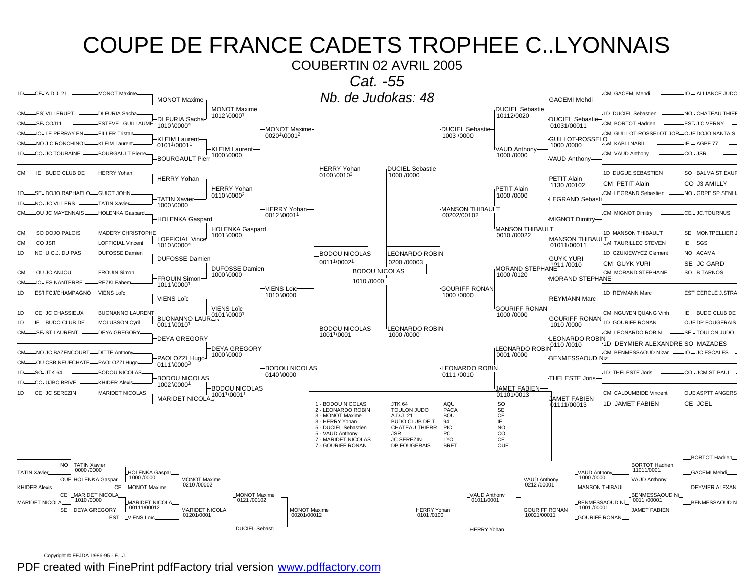# COUPE DE FRANCE CADETS TROPHEE C..LYONNAIS

COUBERTIN 02 AVRIL 2005

*Cat. -55*

*Nb. de Judokas: 48*

## Tableau (partie gauche)

| Grade | Ligue | Club | Judoka |
|---|---|---|---|
| 1D | CE | A.D.J. 21 | MONOT Maxime |
| CM | EST | VILLERUPT | DI FURIA Sacha |
| CM | SE | COJ11 | ESTEVE GUILLAUME |
| CM | IO | LE PERRAY EN | FILLER Tristan |
| CM | NO | J C RONCHINOI | KLEIM Laurent |
| 1D | CO | JC TOURAINE | BOURGAULT Pierre |
| CM | IE | BUDO CLUB DE | HERRY Yohan |
| 1D | SE | DOJO RAPHAELO | GUIOT JOHN |
| 1D | NO | JC VILLERS | TATIN Xavier |
| CM | OU | JC MAYENNAIS | HOLENKA Gaspard |
| CM | SO | DOJO PALOIS | MADERY CHRISTOPHE |
| CM | CO | JSR | LOFFICIAL Vincent |
| 1D | NO | U.C.J. DU PAS | DUFOSSE Damien |
| CM | OU | JC ANJOU | FROUIN Simon |
| CM | IO | ES NANTERRE | REZKI Fahem |
| 1D | EST | FCJ/CHAMPAGNO | VIENS Loïc |
| CM | CE | JC CHASSIEUX | BUONANNO LAURENT |
| 1D | IE | BUDO CLUB DE | MOLUSSON Cyril |
| CM | SE | ST LAURENT | DEYA GREGORY |
| CM | NO | JC BAZENCOURT | DITTE Anthony |
| CM | OU | CSB NEUFCHATE | PAOLOZZI Hugo |
| 1D | SO | JTK 64 | BODOU NICOLAS |
| 1D | CO | UJBC BRIVE | KHIDER Alexis |
| 1D | CE | JC SEREZIN | MARIDET NICOLAS |

Résultats :
- MONOT Maxime
- DI FURIA Sacha 1012 \0000[1]
- MONOT Maxime 1010 \0000[4]
- KLEIM Laurent 0101[1]\0001[1]
- BOURGAULT Pierr
- KLEIM Laurent 1000 \0000
- MONOT Maxime 0020[1]\0001[2]
- HERRY Yohan
- TATIN Xavier 1000 \0000
- HERRY Yohan 0110 \0000[2]
- HOLENKA Gaspard
- LOFFICIAL Vince 1010 \0000[4]
- HOLENKA Gaspard 1001 \0000
- HERRY Yohan 0012 \0001[1]
- DUFOSSE Damien
- FROUIN Simon 1011 \0000[1]
- DUFOSSE Damien 1000 \0000
- VIENS Loïc
- BUONANNO LAUREN 0011 \0010[1]
- VIENS Loïc 0101 \0000[1]
- VIENS Loïc 1010 \0000
- DEYA GREGORY
- PAOLOZZI Hugo 0111 \0000[3]
- DEYA GREGORY 1000 \0000
- BODOU NICOLAS 1002 \0000[1]
- MARIDET NICOLAS
- BODOU NICOLAS 1001[1]\0001[1]
- BODOU NICOLAS 0140 \0000
- HERRY Yohan 0100 \0010[3]
- BODOU NICOLAS 1001[1]\0001
- BODOU NICOLAS 0011[1]\0002[1]

**Finale : BODOU NICOLAS 1010 /0000**

## Tableau (partie droite)

| Grade | Judoka | Ligue | Club |
|---|---|---|---|
| CM | GACEMI Mehdi | IO | ALLIANCE JUDC |
| 1D | DUCIEL Sebastien | NO | CHATEAU THIEF |
| CM | BORTOT Hadrien | EST | J.C.VERNY |
| CM | GUILLOT-ROSSELOT JOR | OUE | DOJO NANTAIS |
| CM | KABLI NABIL | IE | AGPF 77 |
| CM | VAUD Anthony | CO | JSR |
| 1D | DUGUE SEBASTIEN | SO | BALMA ST EXUF |
| CM | PETIT Alain | CO | J3 AMILLY |
| CM | LEGRAND Sebastien | NO | GRPE SP.SENLI |
| CM | MIGNOT Dimitry | CE | JC.TOURNUS |
| 1D | MANSON THIBAULT | SE | MONTPELLIER J |
| CM | TAURILLEC STEVEN | IE | SGS |
| 1D | CZUKIEWYCZ Clement | NO | ACAMA |
| CM | GUYK YURI | SE | JC GARD |
| CM | MORAND STEPHANE | SO | B TARNOS |
| 1D | REYMANN Marc | EST | CERCLE J.STRA |
| CM | NGUYEN QUANG Vinh | IE | BUDO CLUB DE |
| 1D | GOURIFF RONAN | OUE | DP FOUGERAIS |
| CM | LEONARDO ROBIN | SE | TOULON JUDO |
| 1D | DEYMIER ALEXANDRE | SO | MAZADES |
| CM | BENMESSAOUD Nizar | IO | JC ESCALES |
| 1D | THELESTE Joris | CO | JCM ST PAUL |
| CM | CALDUMBIDE Vincent | OUE | ASPTT ANGERS |
| 1D | JAMET FABIEN | CE | JCEL |

Résultats :
- GACEMI Mehdi
- DUCIEL Sebastie 01031/00011
- DUCIEL Sebastie 10112/0020
- GUILLOT-ROSSELO 1000 /0000
- VAUD Anthony
- VAUD Anthony 1000 /0000
- DUCIEL Sebastie 1003 /0000
- PETIT Alain 1130 /00102
- LEGRAND Sebasti
- PETIT Alain 1000 /0000
- MIGNOT Dimitry
- MANSON THIBAULT 01011/00011
- MANSON THIBAULT 0010 /00022
- MANSON THIBAULT 00202/00102
- DUCIEL Sebastie 1000 /0000
- GUYK YURI 1011 /0010
- MORAND STEPHANE
- MORAND STEPHANE 1000 /0120
- REYMANN Marc
- GOURIFF RONAN 1010 /0000
- GOURIFF RONAN 1000 /0000
- GOURIFF RONAN 1000 /0000
- LEONARDO ROBIN 0110 /0010
- BENMESSAOUD Niz
- LEONARDO ROBIN 0001 /0000
- THELESTE Joris
- JAMET FABIEN 01111/00013
- JAMET FABIEN 01101/00013
- LEONARDO ROBIN 0111 /0010
- LEONARDO ROBIN 1000 /0000
- LEONARDO ROBIN 0200 /00003

## Classement

| Place | Judoka | Club | Ligue | Code |
|---|---|---|---|---|
| 1 | BODOU NICOLAS | JTK 64 | AQU | SO |
| 2 | LEONARDO ROBIN | TOULON JUDO | PACA | SE |
| 3 | MONOT Maxime | A.D.J. 21 | BOU | CE |
| 3 | HERRY Yohan | BUDO CLUB DE T | 94 | IE |
| 5 | DUCIEL Sebastien | CHATEAU THIERR | PIC | NO |
| 5 | VAUD Anthony | JSR | PC | CO |
| 7 | MARIDET NICOLAS | JC SEREZIN | LYO | CE |
| 7 | GOURIFF RONAN | DP FOUGERAIS | BRET | OUE |

## Repêchages (gauche)

- TATIN Xavier (NO) – KHIDER Alexis : TATIN Xavier 0000 /0000
- TATIN Xavier – HOLENKA Gaspard (OUE) : HOLENKA Gaspar 1000 /0000
- HOLENKA Gaspar – MONOT Maxime (CE) : MONOT Maxime 0210 /00002
- KHIDER Alexis – MARIDET NICOLA (CE) : MARIDET NICOLA 1010 /0000
- MARIDET NICOLA – DEYA GREGORY (SE) : MARIDET NICOLA 00111/00012
- MARIDET NICOLA – VIENS Loïc (EST) : MARIDET NICOLA 01201/00001
- MONOT Maxime 0121 /00102
- MONOT Maxime – DUCIEL Sebasti : MONOT Maxime 00201/00012

## Repêchages (droite)

- BORTOT Hadrien – GACEMI Mehdi : BORTOT Hadrien 11011/0001
- VAUD Anthony : VAUD Anthony 1000 /0000
- MANSON THIBAUL – VAUD Anthony : VAUD Anthony 0212 /00001
- BENMESSAOUD Ni – DEYMIER ALEXAN : BENMESSAOUD Ni 0011 /00001
- BENMESSAOUD Ni – JAMET FABIEN : BENMESSAOUD Ni 1001 /00001
- GOURIFF RONAN : GOURIFF RONAN 10021/00011
- VAUD Anthony 01011/0001
- HERRY Yohan – VAUD Anthony : HERRY Yohan 0101 /0100

Copyright © FFJDA 1986-95 - F.I.J.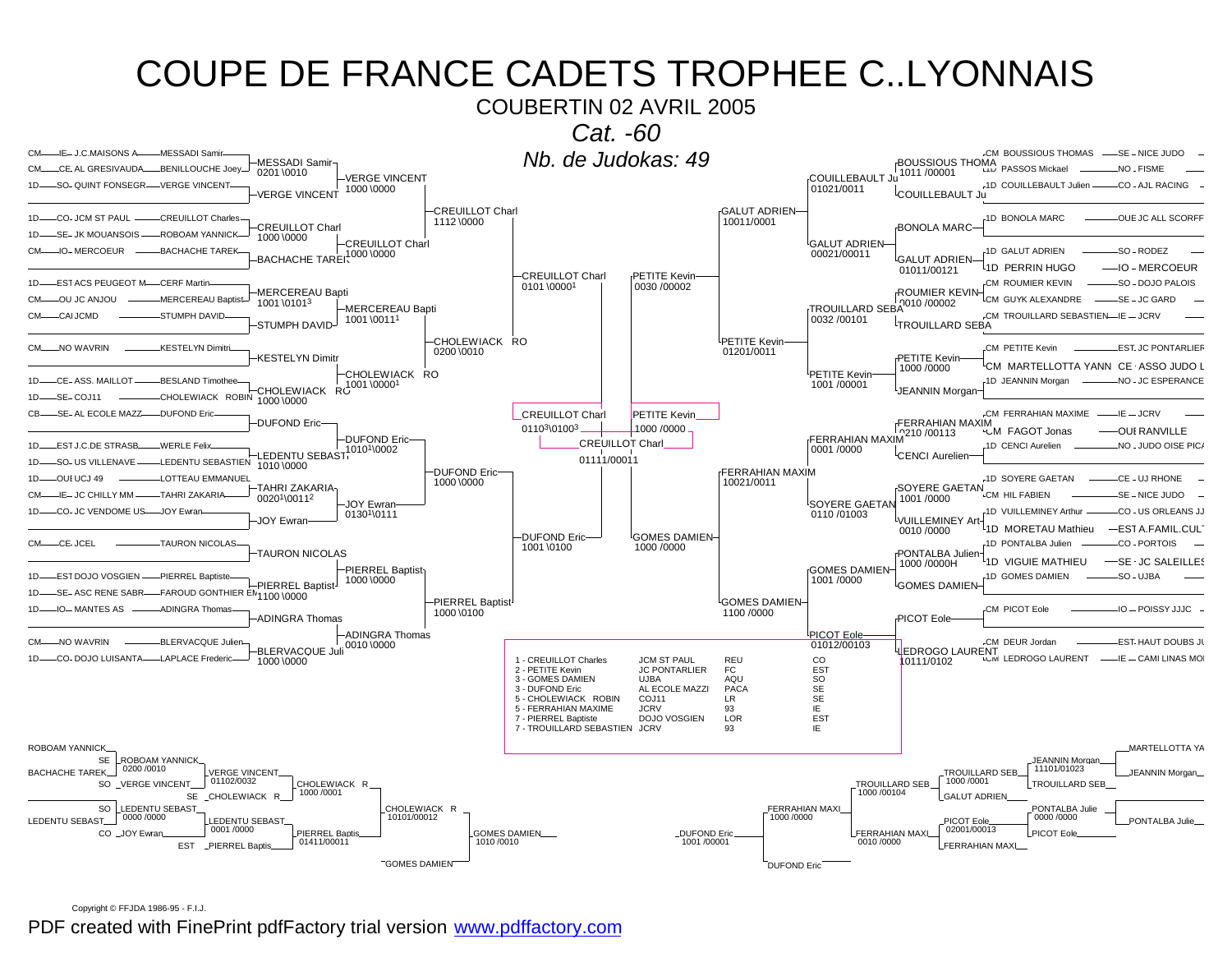# COUPE DE FRANCE CADETS TROPHEE C..LYONNAIS

COUBERTIN 02 AVRIL 2005

*Cat. -60*

*Nb. de Judokas: 49*

## Tableau principal – partie gauche

| Grade | Ligue | Club | Judoka | Tour 1 | Tour 2 | Tour 3 | Tour 4 |
|---|---|---|---|---|---|---|---|
| CM | IE | J.C.MAISONS A | MESSADI Samir | MESSADI Samir 0201 \0010 | VERGE VINCENT 1000 \0000 | CREUILLOT Charl 1112 \0000 | CREUILLOT Charl 0101 \0000[1] |
| CM | CE | AL GRESIVAUDA | BENILLOUCHE Joey | | | | |
| 1D | SO | QUINT FONSEGR | VERGE VINCENT | VERGE VINCENT | | | |
| 1D | CO | JCM ST PAUL | CREUILLOT Charles | CREUILLOT Charl 1000 \0000 | CREUILLOT Charl 1000 \0000 | | |
| 1D | SE | JK MOUANSOIS | ROBOAM YANNICK | | | | |
| CM | IO | MERCOEUR | BACHACHE TAREK | BACHACHE TAREK | | | |
| 1D | EST | ACS PEUGEOT M | CERF Martin | MERCEREAU Bapti 1001 \0101[3] | MERCEREAU Bapti 1001 \0011[1] | CHOLEWIACK RO 0200 \0010 | |
| CM | OU | JC ANJOU | MERCEREAU Baptist | | | | |
| CM | | CAI JCMD | STUMPH DAVID | STUMPH DAVID | | | |
| CM | | NO WAVRIN | KESTELYN Dimitri | KESTELYN Dimitr | CHOLEWIACK RO 1001 \0000[1] | | |
| 1D | CE | ASS. MAILLOT | BESLAND Timothee | CHOLEWIACK RO 1000 \0000 | | | |
| 1D | SE | COJ11 | CHOLEWIACK ROBIN | | | | |
| CB | SE | AL ECOLE MAZZ | DUFOND Eric | DUFOND Eric | DUFOND Eric 1010[1] \0002 | DUFOND Eric 1000 \0000 | DUFOND Eric 1001 \0100 |
| 1D | EST | J.C.DE STRASB | WERLE Felix | | | | |
| 1D | SO | US VILLENAVE | LEDENTU SEBASTIEN | LEDENTU SEBASTI 1010 \0000 | | | |
| 1D | OUE | UCJ 49 | LOTTEAU EMMANUEL | TAHRI ZAKARIA 0020[1] \0011[2] | JOY Ewran 0130[1] \0111 | | |
| CM | IE | JC CHILLY MM | TAHRI ZAKARIA | | | | |
| 1D | CO | JC VENDOME US | JOY Ewran | JOY Ewran | | | |
| CM | CE | JCEL | TAURON NICOLAS | TAURON NICOLAS | PIERREL Baptist 1000 \0000 | PIERREL Baptist 1000 \0100 | |
| 1D | EST | DOJO VOSGIEN | PIERREL Baptiste | PIERREL Baptist 1100 \0000 | | | |
| 1D | SE | ASC RENE SABR | FAROUD GONTHIER EM | | | | |
| 1D | IO | MANTES AS | ADINGRA Thomas | ADINGRA Thomas | ADINGRA Thomas 0010 \0000 | | |
| CM | | NO WAVRIN | BLERVACQUE Julien | BLERVACQUE Juli 1000 \0000 | | | |
| 1D | CO | DOJO LUISANTA | LAPLACE Frederic | | | | |

## Tableau principal – partie droite

| Tour 4 | Tour 3 | Tour 2 | Tour 1 | Judoka | Grade | Ligue | Club |
|---|---|---|---|---|---|---|---|
| PETITE Kevin 0030 /00002 | GALUT ADRIEN 10011/0001 | COUILLEBAULT Ju 01021/0011 | BOUSSIOUS THOMA 1011 /00001 | BOUSSIOUS THOMAS | CM | SE | NICE JUDO |
| | | | | PASSOS Mickael | 1D | NO | FISME |
| | | | COUILLEBAULT Ju | COUILLEBAULT Julien | 1D | CO | AJL RACING |
| | | GALUT ADRIEN 00021/00011 | BONOLA MARC | BONOLA MARC | 1D | OUE | JC ALL SCORFF |
| | | | GALUT ADRIEN 01011/00121 | GALUT ADRIEN | 1D | SO | RODEZ |
| | | | | PERRIN HUGO | 1D | IO | MERCOEUR |
| | PETITE Kevin 01201/0011 | TROUILLARD SEBA 0032 /00101 | ROUMIER KEVIN 0010 /00002 | ROUMIER KEVIN | CM | SO | DOJO PALOIS |
| | | | | GUYK ALEXANDRE | CM | SE | JC GARD |
| | | | TROUILLARD SEBA | TROUILLARD SEBASTIEN | CM | IE | JCRV |
| | | PETITE Kevin 1001 /00001 | PETITE Kevin 1000 /0000 | PETITE Kevin | CM | EST | JC PONTARLIER |
| | | | | MARTELLOTTA YANN | CM | CE | ASSO JUDO L |
| | | | JEANNIN Morgan | JEANNIN Morgan | 1D | NO | JC ESPERANCE |
| GOMES DAMIEN 1000 /0000 | FERRAHIAN MAXIM 10021/0011 | FERRAHIAN MAXIM 0001 /0000 | FERRAHIAN MAXIM 0210 /00113 | FERRAHIAN MAXIME | CM | IE | JCRV |
| | | | | FAGOT Jonas | CM | OUE | RANVILLE |
| | | | CENCI Aurelien | CENCI Aurelien | 1D | NO | JUDO OISE PICA |
| | | SOYERE GAETAN 0110 /01003 | SOYERE GAETAN 1001 /0000 | SOYERE GAETAN | 1D | CE | UJ RHONE |
| | | | | HIL FABIEN | CM | SE | NICE JUDO |
| | | | VUILLEMINEY Art 0010 /0000 | VUILLEMINEY Arthur | 1D | CO | US ORLEANS JJ |
| | | | | MORETAU Mathieu | 1D | EST | A.FAMIL.CULT |
| | GOMES DAMIEN 1100 /0000 | GOMES DAMIEN 1001 /0000 | PONTALBA Julien 1000 /0000H | PONTALBA Julien | 1D | CO | PORTOIS |
| | | | | VIGUIE MATHIEU | 1D | SE | JC SALEILLES |
| | | | GOMES DAMIEN | GOMES DAMIEN | 1D | SO | UJBA |
| | | PICOT Eole 01012/00103 | PICOT Eole | PICOT Eole | CM | IO | POISSY JJJC |
| | | | LEDROGO LAURENT 10111/0102 | DEUR Jordan | CM | EST | HAUT DOUBS JU |
| | | | | LEDROGO LAURENT | CM | IE | CAMI LINAS MO |

## Demi-finales et finale

- CREUILLOT Charl 0101 \0000[1] — DUFOND Eric 1001 \0100 → CREUILLOT Charl 0110[3] \0100[3]
- PETITE Kevin 0030 /00002 — GOMES DAMIEN 1000 /0000 → PETITE Kevin 1000 /0000
- Finale : **CREUILLOT Charl** 01111/00011

## Classement

| Place | Nom | Club | Ligue | Zone |
|---|---|---|---|---|
| 1 | CREUILLOT Charles | JCM ST PAUL | REU | CO |
| 2 | PETITE Kevin | JC PONTARLIER | FC | EST |
| 3 | GOMES DAMIEN | UJBA | AQU | SO |
| 3 | DUFOND Eric | AL ECOLE MAZZI | PACA | SE |
| 5 | CHOLEWIACK ROBIN | COJ11 | LR | SE |
| 5 | FERRAHIAN MAXIME | JCRV | 93 | IE |
| 7 | PIERREL Baptiste | DOJO VOSGIEN | LOR | EST |
| 7 | TROUILLARD SEBASTIEN | JCRV | 93 | IE |

## Repêchages – gauche

- ROBOAM YANNICK (SE) — BACHACHE TAREK → ROBOAM YANNICK 0200 /0010
- ROBOAM YANNICK — VERGE VINCENT (SO) → VERGE VINCENT 01102/0032
- VERGE VINCENT — CHOLEWIACK R (SE) → CHOLEWIACK R 1000 /0001
- LEDENTU SEBAST (SO) — LEDENTU SEBAST → LEDENTU SEBAST 0000 /0000
- LEDENTU SEBAST — JOY Ewran (CO) → LEDENTU SEBAST 0001 /0000
- LEDENTU SEBAST — PIERREL Baptis (EST) → PIERREL Baptis 01411/00011
- CHOLEWIACK R — PIERREL Baptis → CHOLEWIACK R 10101/00012
- CHOLEWIACK R — GOMES DAMIEN → GOMES DAMIEN 1010 /0010

## Repêchages – droite

- MARTELLOTTA YA — JEANNIN Morgan → JEANNIN Morgan 11101/01023
- JEANNIN Morgan — TROUILLARD SEB → TROUILLARD SEB 1000 /0001
- TROUILLARD SEB — GALUT ADRIEN → TROUILLARD SEB 1000 /00104
- PONTALBA Julie — PONTALBA Julie → PONTALBA Julie 0000 /0000
- PONTALBA Julie — PICOT Eole → PICOT Eole 02001/00013
- PICOT Eole — FERRAHIAN MAXI → FERRAHIAN MAXI 0010 /0000
- TROUILLARD SEB — FERRAHIAN MAXI → FERRAHIAN MAXI 1000 /0000
- FERRAHIAN MAXI — DUFOND Eric → DUFOND Eric 1001 /00001

Copyright © FFJDA 1986-95 - F.I.J.

PDF created with FinePrint pdfFactory trial version www.pdffactory.com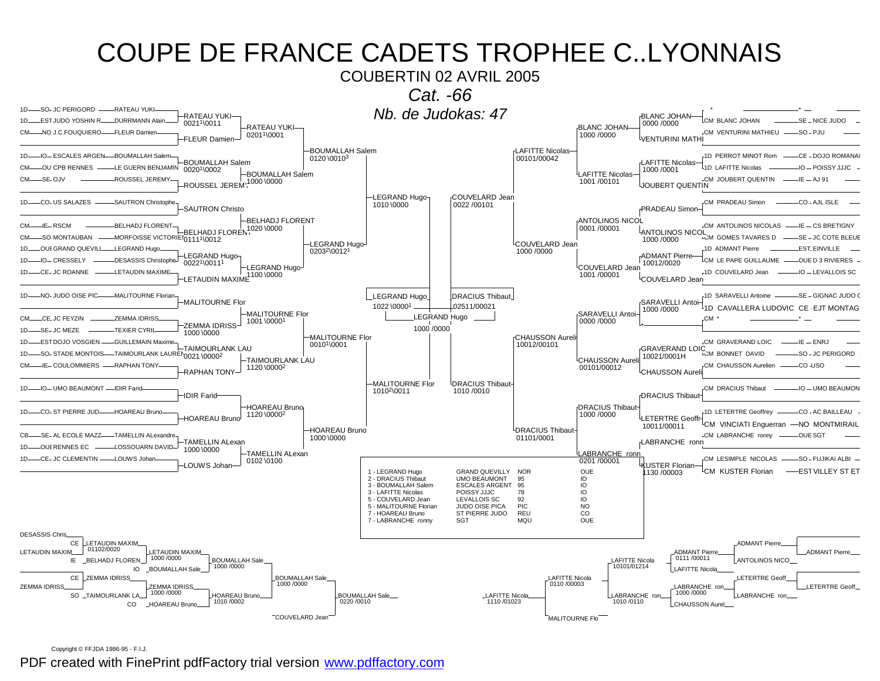# COUPE DE FRANCE CADETS TROPHEE C..LYONNAIS

COUBERTIN 02 AVRIL 2005

*Cat. -66*

*Nb. de Judokas: 47*

## Tableau principal (partie gauche)

| Grade | Ligue | Club | Judoka |
|---|---|---|---|
| 1D | SO | JC PERIGORD | RATEAU YUKI |
| 1D | EST | JUDO YOSHIN R | DURRMANN Alain |
| CM | NO | J.C.FOUQUIERO | FLEUR Damien |
| 1D | IO | ESCALES ARGEN | BOUMALLAH Salem |
| CM | OU | CPB RENNES | LE GUERN BENJAMIN |
| CM | SE | OJV | ROUSSEL JEREMY |
| 1D | CO | US SALAZES | SAUTRON Christophe |
| CM | IE | RSCM | BELHADJ FLORENT |
| CM | SO | MONTAUBAN | MORFOISSE VICTORIEN |
| 1D | OUE | GRAND QUEVILL | LEGRAND Hugo |
| 1D | IO | CRESSELY | DESASSIS Christophe |
| 1D | CE | JC ROANNE | LETAUDIN MAXIME |
| 1D | NO | JUDO OISE PIC | MALITOURNE Florian |
| CM | CE | JC FEYZIN | ZEMMA IDRISS |
| 1D | SE | JC MEZE | TEXIER CYRIL |
| 1D | EST | DOJO VOSGIEN | GUILLEMAIN Maxime |
| 1D | SO | STADE MONTOIS | TAIMOURLANK LAURENT |
| CM | IE | COULOMMIERS | RAPHAN TONY |
| 1D | IO | UMO BEAUMONT | IDIR Farid |
| 1D | CO | ST PIERRE JUD | HOAREAU Bruno |
| CB | SE | AL ECOLE MAZZ | TAMELLIN ALexandre |
| 1D | OUE | RENNES EC | LOSSOUARN DAVID |
| 1D | CE | JC CLEMENTIN | LOUWS Johan |

Résultats des tours (partie gauche) :

- RATEAU YUKI 0021[1]\0011 ; FLEUR Damien → RATEAU YUKI 0201[1]\0001
- BOUMALLAH Salem 0020[1]\0002 ; ROUSSEL JEREMY → BOUMALLAH Salem 1000 \0000
- RATEAU YUKI / BOUMALLAH Salem → BOUMALLAH Salem 0120 \0010[3]
- SAUTRON Christo ; BELHADJ FLORENT 1020 \0000 → BELHADJ FLORENT
- BELHADJ FLORENT 0111[1]\0012
- LEGRAND Hugo 0022[1]\0011[1] ; LETAUDIN MAXIME → LEGRAND Hugo 1100 \0000
- BELHADJ FLORENT / LEGRAND Hugo → LEGRAND Hugo 0203[2]\0012[1]
- BOUMALLAH Salem / LEGRAND Hugo → LEGRAND Hugo 1010 \0000
- MALITOURNE Flor ; ZEMMA IDRISS 1000 \0000 → MALITOURNE Flor 1001 \0000[1]
- TAIMOURLANK LAU 0021 \0000[2] ; RAPHAN TONY → TAIMOURLANK LAU 1120 \0000[2]
- MALITOURNE Flor / TAIMOURLANK LAU → MALITOURNE Flor 0010[1]\0001
- IDIR Farid ; HOAREAU Bruno → HOAREAU Bruno 1120 \0000[2]
- TAMELLIN ALexan 1000 \0000 ; LOUWS Johan → TAMELLIN ALexan 0102 \0100
- HOAREAU Bruno / TAMELLIN ALexan → HOAREAU Bruno 1000 \0000
- MALITOURNE Flor / HOAREAU Bruno → MALITOURNE Flor 1010[2]\0011

## Tableau principal (partie droite)

| Grade | Judoka | Ligue | Club |
|---|---|---|---|
| * | | * | |
| CM | BLANC JOHAN | SE | NICE JUDO |
| CM | VENTURINI MATHIEU | SO | PJU |
| 1D | PERROT MINOT Rom | CE | DOJO ROMANAI |
| 1D | LAFITTE Nicolas | IO | POISSY JJJC |
| CM | JOUBERT QUENTIN | IE | AJ 91 |
| CM | PRADEAU Simon | CO | AJL ISLE |
| CM | ANTOLINOS NICOLAS | IE | CS BRETIGNY |
| CM | GOMES TAVARES D | SE | JC COTE BLEUE |
| 1D | ADMANT Pierre | EST | EINVILLE |
| CM | LE PAPE GUILLAUME | OUE | D 3 RIVIERES |
| 1D | COUVELARD Jean | IO | LEVALLOIS SC |
| 1D | SARAVELLI Antoine | SE | GIGNAC JUDO C |
| 1D | CAVALLERA LUDOVIC | CE | EJT MONTAG |
| CM | * | * | |
| CM | GRAVERAND LOIC | IE | ENRJ |
| CM | BONNET DAVID | SO | JC PERIGORD |
| CM | CHAUSSON Aurelien | CO | USO |
| CM | DRACIUS Thibaut | IO | UMO BEAUMON |
| 1D | LETERTRE Geoffrey | CO | AC BAILLEAU |
| CM | VINCIATI Enguerran | NO | MONTMIRAIL |
| CM | LABRANCHE ronny | OUE | SGT |
| CM | LESIMPLE NICOLAS | SO | FUJIKAI ALBI |
| CM | KUSTER Florian | EST | VILLEY ST ET |

Résultats des tours (partie droite) :

- BLANC JOHAN 0000 /0000 ; VENTURINI MATHI → BLANC JOHAN 1000 /0000
- LAFITTE Nicolas 1000 /0001 ; JOUBERT QUENTIN → LAFITTE Nicolas 1001 /00101
- BLANC JOHAN / LAFITTE Nicolas → LAFITTE Nicolas 00101/00042
- PRADEAU Simon ; ANTOLINOS NICOL 1000 /0000 → ANTOLINOS NICOL 0001 /00001
- ADMANT Pierre 10012/0020 ; COUVELARD Jean → COUVELARD Jean 1001 /00001
- ANTOLINOS NICOL / COUVELARD Jean → COUVELARD Jean 1000 /0000
- LAFITTE Nicolas / COUVELARD Jean → COUVELARD Jean 0022 /00101
- SARAVELLI Antoi 1000 /0000 ; * → SARAVELLI Antoi 0000 /0000
- GRAVERAND LOIC 10021/0001H ; CHAUSSON Aureli → CHAUSSON Aureli 00101/00012
- SARAVELLI Antoi / CHAUSSON Aureli → CHAUSSON Aureli 10012/00101
- DRACIUS Thibaut ; LETERTRE Geoffr 10011/00011 → DRACIUS Thibaut 1000 /0000
- LABRANCHE ronn ; KUSTER Florian 1130 /00003 → LABRANCHE ronn 0201 /00001
- DRACIUS Thibaut / LABRANCHE ronn → DRACIUS Thibaut 01101/0001
- CHAUSSON Aureli / DRACIUS Thibaut → DRACIUS Thibaut 1010 /0010

## Demi-finales et finale

- LEGRAND Hugo 1022 \0000[1] / MALITOURNE Flor → LEGRAND Hugo
- COUVELARD Jean / DRACIUS Thibaut → DRACIUS Thibaut 02511/00021
- Finale : LEGRAND Hugo / DRACIUS Thibaut → **LEGRAND Hugo 1000 /0000**

## Classement

| Rang | Judoka | Club | Dép. | Ligue |
|---|---|---|---|---|
| 1 | LEGRAND Hugo | GRAND QUEVILLY | NOR | OUE |
| 2 | DRACIUS Thibaut | UMO BEAUMONT | 95 | IO |
| 3 | BOUMALLAH Salem | ESCALES ARGENT | 95 | IO |
| 3 | LAFITTE Nicolas | POISSY JJJC | 78 | IO |
| 5 | COUVELARD Jean | LEVALLOIS SC | 92 | IO |
| 5 | MALITOURNE Florian | JUDO OISE PICA | PIC | NO |
| 7 | HOAREAU Bruno | ST PIERRE JUDO | REU | CO |
| 7 | LABRANCHE ronny | SGT | MQU | OUE |

## Repêchages (gauche)

- DESASSIS Chris / LETAUDIN MAXIM (CE) → LETAUDIN MAXIM 01102/0020
- LETAUDIN MAXIM / BELHADJ FLOREN (IE) → LETAUDIN MAXIM 1000 /0000
- LETAUDIN MAXIM / BOUMALLAH Sale (IO) → BOUMALLAH Sale 1000 /0000
- ZEMMA IDRISS (CE) / TAIMOURLANK LA (SO) → ZEMMA IDRISS
- ZEMMA IDRISS / HOAREAU Bruno (CO) → ZEMMA IDRISS 1000 /0000 ; HOAREAU Bruno 1010 /0002
- BOUMALLAH Sale / HOAREAU Bruno → BOUMALLAH Sale 1000 /0000
- BOUMALLAH Sale / COUVELARD Jean → BOUMALLAH Sale 0220 /0010

## Repêchages (droite)

- ADMANT Pierre / ANTOLINOS NICO → ADMANT Pierre 0111 /00011
- ADMANT Pierre / LAFITTE Nicola → LAFITTE Nicola 10101/01214
- LETERTRE Geoff / LABRANCHE ron → LABRANCHE ron 1000 /0000
- LABRANCHE ron / CHAUSSON Aurel → LABRANCHE ron 1010 /0110
- LAFITTE Nicola / LABRANCHE ron → LAFITTE Nicola 0110 /00003
- LAFITTE Nicola / MALITOURNE Flo → LAFITTE Nicola 1110 /01023

Copyright © FFJDA 1986-95 - F.I.J.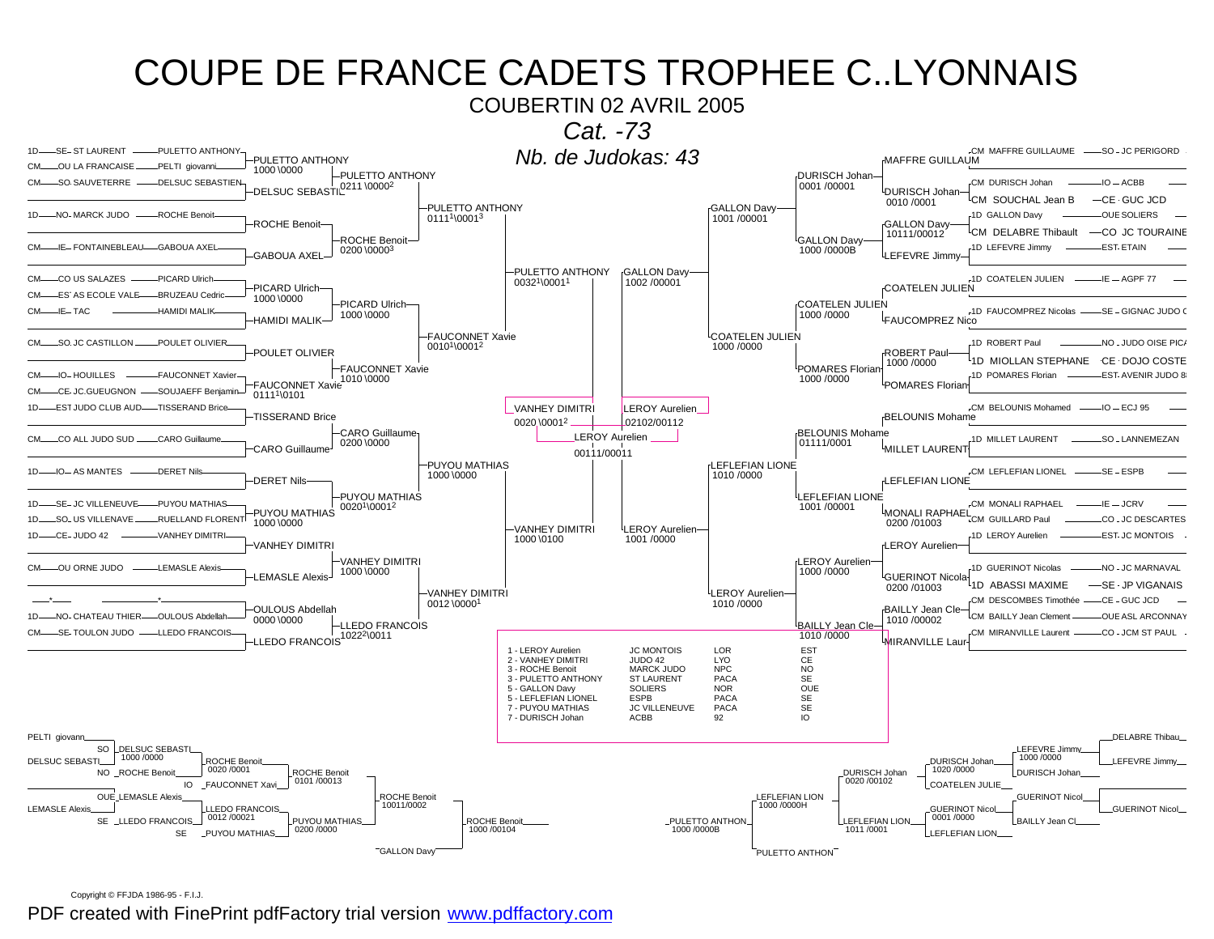# COUPE DE FRANCE CADETS TROPHEE C..LYONNAIS

## COUBERTIN 02 AVRIL 2005

### *Cat. -73*

### *Nb. de Judokas: 43*

**Tableau (partie gauche)**

| Statut | Club | Judoka |
|---|---|---|
| 1D | SE - ST LAURENT | PULETTO ANTHONY |
| CM | OU LA FRANCAISE | PELTI giovanni |
| CM | SO SAUVETERRE | DELSUC SEBASTIEN |
| 1D | NO - MARCK JUDO | ROCHE Benoit |
| CM | IE - FONTAINEBLEAU | GABOUA AXEL |
| CM | CO US SALAZES | PICARD Ulrich |
| CM | ES AS ECOLE VALE | BRUZEAU Cedric |
| CM | IE - TAC | HAMIDI MALIK |
| CM | SO JC CASTILLON | POULET OLIVIER |
| CM | IO - HOUILLES | FAUCONNET Xavier |
| CM | CE - JC.GUEUGNON | SOUJAEFF Benjamin |
| 1D | EST JUDO CLUB AUD | TISSERAND Brice |
| CM | CO ALL JUDO SUD | CARO Guillaume |
| 1D | IO - AS MANTES | DERET Nils |
| CM | SE - JC VILLENEUVE | PUYOU MATHIAS |
| 1D | SO - US VILLENAVE | RUELLAND FLORENT |
| 1D | CE - JUDO 42 | VANHEY DIMITRI |
| CM | OU ORNE JUDO | LEMASLE Alexis |
| * | | * |
| 1D | NO - CHATEAU THIER | OULOUS Abdellah |
| CM | SE - TOULON JUDO | LLEDO FRANCOIS |

Tour 1 : PULETTO ANTHONY 1000 \0000 ; DELSUC SEBASTI ; ROCHE Benoit ; GABOUA AXEL ; PICARD Ulrich 1000 \0000 ; HAMIDI MALIK ; POULET OLIVIER ; FAUCONNET Xavie 0111[1]\0101 ; TISSERAND Brice ; CARO Guillaume ; DERET Nils ; PUYOU MATHIAS 1000 \0000 ; VANHEY DIMITRI ; LEMASLE Alexis ; OULOUS Abdellah 0000 \0000 ; LLEDO FRANCOIS

Tour 2 : PULETTO ANTHONY 0211 \0000[2] ; ROCHE Benoit 0200 \0000[3] ; PICARD Ulrich 1000 \0000 ; FAUCONNET Xavie 1010 \0000 ; CARO Guillaume 0200 \0000 ; PUYOU MATHIAS 0020[1]\0001[2] ; VANHEY DIMITRI 1000 \0000 ; LLEDO FRANCOIS 1022[2]\0011

Tour 3 : PULETTO ANTHONY 0111[1]\0001[3] ; FAUCONNET Xavie 0010[1]\0001[2] ; PUYOU MATHIAS 1000 \0000 ; VANHEY DIMITRI 0012 \0000[1]

Quarts : PULETTO ANTHONY 0032[1]\0001[1] ; VANHEY DIMITRI 1000 \0100

Demi-finale : VANHEY DIMITRI 0020 \0001[2]

**Tableau (partie droite)**

| Statut | Judoka | Club |
|---|---|---|
| CM | MAFFRE GUILLAUME | SO - JC PERIGORD |
| CM | DURISCH Johan | IO - ACBB |
| CM | SOUCHAL Jean B | CE - GUC JCD |
| 1D | GALLON Davy | OUE SOLIERS |
| CM | DELABRE Thibault | CO JC TOURAINE |
| 1D | LEFEVRE Jimmy | EST - ETAIN |
| 1D | COATELEN JULIEN | IE - AGPF 77 |
| 1D | FAUCOMPREZ Nicolas | SE - GIGNAC JUDO C |
| 1D | ROBERT Paul | NO - JUDO OISE PIC |
| 1D | MIOLLAN STEPHANE | CE - DOJO COSTE |
| 1D | POMARES Florian | EST - AVENIR JUDO 8 |
| CM | BELOUNIS Mohamed | IO - ECJ 95 |
| 1D | MILLET LAURENT | SO - LANNEMEZAN |
| CM | LEFLEFIAN LIONEL | SE - ESPB |
| CM | MONALI RAPHAEL | IE - JCRV |
| CM | GUILLARD Paul | CO - JC DESCARTES |
| 1D | LEROY Aurelien | EST - JC MONTOIS |
| 1D | GUERINOT Nicolas | NO - JC MARNAVAL |
| 1D | ABASSI MAXIME | SE - JP VIGANAIS |
| CM | DESCOMBES Timothée | CE - GUC JCD |
| CM | BAILLY Jean Clement | OUE ASL ARCONNAY |
| CM | MIRANVILLE Laurent | CO - JCM ST PAUL |

Tour 1 : MAFFRE GUILLAUM ; DURISCH Johan 0010 /0001 ; GALLON Davy 10111/00012 ; LEFEVRE Jimmy ; COATELEN JULIEN ; FAUCOMPREZ Nico ; ROBERT Paul 1000 /0000 ; POMARES Florian ; BELOUNIS Mohame ; MILLET LAURENT ; LEFLEFIAN LIONE ; MONALI RAPHAEL 0200 /01003 ; LEROY Aurelien ; GUERINOT Nicola 0200 /01003 ; BAILLY Jean Cle 1010 /00002 ; MIRANVILLE Laur

Tour 2 : DURISCH Johan 0001 /00001 ; GALLON Davy 1000 /0000B ; COATELEN JULIEN 1000 /0000 ; POMARES Florian 1000 /0000 ; BELOUNIS Mohame 01111/0001 ; LEFLEFIAN LIONE 1001 /00001 ; LEROY Aurelien 1000 /0000 ; BAILLY Jean Cle 1010 /0000

Tour 3 : GALLON Davy 1001 /00001 ; COATELEN JULIEN 1000 /0000 ; LEFLEFIAN LIONE 1010 /0000 ; LEROY Aurelien 1010 /0000

Quarts : GALLON Davy 1002 /00001 ; LEROY Aurelien 1001 /0000

Demi-finale : LEROY Aurelien 02102/00112

Finale : LEROY Aurelien 00111/00011

**Classement**

| Place | Judoka | Club | Ligue | Zone |
|---|---|---|---|---|
| 1 | LEROY Aurelien | JC MONTOIS | LOR | EST |
| 2 | VANHEY DIMITRI | JUDO 42 | LYO | CE |
| 3 | ROCHE Benoit | MARCK JUDO | NPC | NO |
| 3 | PULETTO ANTHONY | ST LAURENT | PACA | SE |
| 5 | GALLON Davy | SOLIERS | NOR | OUE |
| 5 | LEFLEFIAN LIONEL | ESPB | PACA | SE |
| 7 | PUYOU MATHIAS | JC VILLENEUVE | PACA | SE |
| 7 | DURISCH Johan | ACBB | 92 | IO |

**Repêchages (gauche)**

PELTI giovann / SO DELSUC SEBASTI 1000 /0000 → DELSUC SEBASTI

DELSUC SEBASTI / NO ROCHE Benoit → ROCHE Benoit 0020 /0001

ROCHE Benoit / IO FAUCONNET Xavi → ROCHE Benoit 0101 /00013

OUE LEMASLE Alexis / LEMASLE Alexis / SE LLEDO FRANCOIS → LLEDO FRANCOIS 0012 /00021

LLEDO FRANCOIS / SE PUYOU MATHIAS → PUYOU MATHIAS 0200 /0000

ROCHE Benoit / PUYOU MATHIAS → ROCHE Benoit 10011/0002

ROCHE Benoit / GALLON Davy → ROCHE Benoit 1000 /00104

**Repêchages (droite)**

DELABRE Thibau / LEFEVRE Jimmy 1000 /0000 → LEFEVRE Jimmy

LEFEVRE Jimmy / DURISCH Johan → DURISCH Johan 1020 /0000

DURISCH Johan / COATELEN JULIE → DURISCH Johan 0020 /00102

GUERINOT Nicol / BAILLY Jean Cl → GUERINOT Nicol 0001 /0000

GUERINOT Nicol / LEFLEFIAN LION → LEFLEFIAN LION 1011 /0001

DURISCH Johan / LEFLEFIAN LION → LEFLEFIAN LION 1000 /0000H

LEFLEFIAN LION / PULETTO ANTHON → PULETTO ANTHON 1000 /0000B

Copyright © FFJDA 1986-95 - F.I.J.

PDF created with FinePrint pdfFactory trial version www.pdffactory.com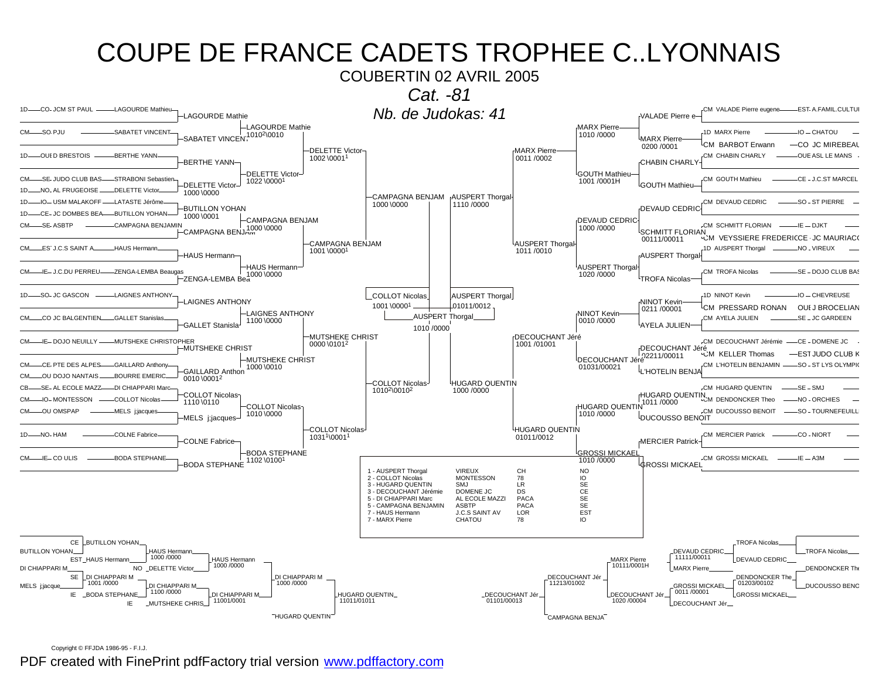# COUPE DE FRANCE CADETS TROPHEE C..LYONNAIS

COUBERTIN 02 AVRIL 2005

*Cat. -81*

*Nb. de Judokas: 41*

## Tableau principal – partie gauche

| Statut | Ligue | Club | Judoka |
|---|---|---|---|
| 1D | CO | JCM ST PAUL | LAGOURDE Mathieu |
| CM | SO | PJU | SABATET VINCENT |
| 1D | OUE | D BRESTOIS | BERTHE YANN |
| CM | SE | JUDO CLUB BAS | STRABONI Sebastien |
| 1D | NO | AL FRUGEOISE | DELETTE Victor |
| 1D | IO | USM MALAKOFF | LATASTE Jérôme |
| 1D | CE | JC DOMBES BEA | BUTILLON YOHAN |
| CM | SE | ASBTP | CAMPAGNA BENJAMIN |
| CM | EST | J.C.S SAINT A | HAUS Hermann |
| CM | IE | J.C.DU PERREU | ZENGA-LEMBA Beaugas |
| 1D | SO | JC GASCON | LAIGNES ANTHONY |
| CM | CO | JC BALGENTIEN | GALLET Stanislas |
| CM | IE | DOJO NEUILLY | MUTSHEKE CHRISTOPHER |
| CM | CE | PTE DES ALPES | GAILLARD Anthony |
| CM | OU | DOJO NANTAIS | BOURRE EMERIC |
| CB | SE | AL ECOLE MAZZ | DI CHIAPPARI Marc |
| CM | IO | MONTESSON | COLLOT Nicolas |
| CM | OU | OMSPAP | MELS j;jacques |
| 1D | NO | HAM | COLNE Fabrice |
| CM | IE | CO ULIS | BODA STEPHANE |

### Résultats partie gauche

- LAGOURDE Mathie – SABATET VINCENT : LAGOURDE Mathie 1010²\0010
- BERTHE YANN – DELETTE Victor : DELETTE Victor 1022\0000¹
- STRABONI Sebastien – DELETTE Victor : DELETTE Victor 1000\0000
- LAGOURDE Mathie – DELETTE Victor : DELETTE Victor 1002\0001¹
- LATASTE Jérôme – BUTILLON YOHAN : BUTILLON YOHAN 1000\0001
- BUTILLON YOHAN – CAMPAGNA BENJAMIN : CAMPAGNA BENJAM 1000\0000
- HAUS Hermann – ZENGA-LEMBA Bea : HAUS Hermann 1000\0000
- CAMPAGNA BENJAM – HAUS Hermann : CAMPAGNA BENJAM 1001\0000¹
- DELETTE Victor – CAMPAGNA BENJAM : CAMPAGNA BENJAM 1000\0000
- LAIGNES ANTHONY – GALLET Stanisla : LAIGNES ANTHONY 1100\0000
- GAILLARD Anthony – BOURRE EMERIC : GAILLARD Anthon 0010\0001²
- MUTSHEKE CHRIST – GAILLARD Anthon : MUTSHEKE CHRIST 1000\0010
- LAIGNES ANTHONY – MUTSHEKE CHRIST : MUTSHEKE CHRIST 0000\0101²
- DI CHIAPPARI Marc – COLLOT Nicolas : COLLOT Nicolas 1110\0110
- COLLOT Nicolas – MELS j;jacques : COLLOT Nicolas 1010\0000
- COLNE Fabrice – BODA STEPHANE : BODA STEPHANE 1102\0100¹
- COLLOT Nicolas – BODA STEPHANE : COLLOT Nicolas 1031¹\0001¹
- MUTSHEKE CHRIST – COLLOT Nicolas : COLLOT Nicolas 1010²\0010²
- CAMPAGNA BENJAM – COLLOT Nicolas : COLLOT Nicolas 1001\0001¹

## Tableau principal – partie droite

| Statut | Judoka | Ligue | Club |
|---|---|---|---|
| CM | VALADE Pierre eugene | EST | A.FAMIL.CULTUI |
| 1D | MARX Pierre | IO | CHATOU |
| CM | BARBOT Erwann | CO | JC MIREBEAU |
| CM | CHABIN CHARLY | OUE | ASL LE MANS |
| CM | GOUTH Mathieu | CE | J.C.ST MARCEL |
| CM | DEVAUD CEDRIC | SO | ST PIERRE |
| CM | SCHMITT FLORIAN | IE | DJKT |
| CM | VEYSSIERE FREDERIC | CE | JC MAURIAC |
| 1D | AUSPERT Thorgal | NO | VIREUX |
| CM | TROFA Nicolas | SE | DOJO CLUB BAS |
| 1D | NINOT Kevin | IO | CHEVREUSE |
| CM | PRESSARD RONAN | OUE | J BROCELIAN |
| CM | AYELA JULIEN | SE | JC GARDEEN |
| CM | DECOUCHANT Jérémie | CE | DOMENE JC |
| CM | KELLER Thomas | EST | JUDO CLUB K |
| CM | L'HOTELIN BENJAMIN | SO | ST LYS OLYMPIC |
| CM | HUGARD QUENTIN | SE | SMJ |
| CM | DENDONCKER Theo | NO | ORCHIES |
| CM | DUCOUSSO BENOIT | SO | TOURNEFEUILL |
| CM | MERCIER Patrick | CO | NIORT |
| CM | GROSSI MICKAEL | IE | A3M |

### Résultats partie droite

- VALADE Pierre e – MARX Pierre : MARX Pierre 0200 /0001
- MARX Pierre – CHABIN CHARLY : MARX Pierre 1010 /0000
- GOUTH Mathieu : GOUTH Mathieu 1001 /0001H
- MARX Pierre – GOUTH Mathieu : MARX Pierre 0011 /0002
- DEVAUD CEDRIC – SCHMITT FLORIAN : SCHMITT FLORIAN 00111/00011
- DEVAUD CEDRIC : DEVAUD CEDRIC 1000 /0000
- AUSPERT Thorgal – TROFA Nicolas : AUSPERT Thorgal 1020 /0000
- DEVAUD CEDRIC – AUSPERT Thorgal : AUSPERT Thorgal 1011 /0010
- MARX Pierre – AUSPERT Thorgal : AUSPERT Thorgal 1110 /0000
- NINOT Kevin : NINOT Kevin 0211 /00001
- NINOT Kevin – AYELA JULIEN : NINOT Kevin 0010 /0000
- DECOUCHANT Jéré : DECOUCHANT Jéré 02211/00011
- DECOUCHANT Jéré – L'HOTELIN BENJA : DECOUCHANT Jéré 01031/00021
- NINOT Kevin – DECOUCHANT Jéré : DECOUCHANT Jéré 1001 /01001
- HUGARD QUENTIN : HUGARD QUENTIN 1011 /0000
- HUGARD QUENTIN – DUCOUSSO BENOIT : HUGARD QUENTIN 1010 /0000
- MERCIER Patrick – GROSSI MICKAEL : GROSSI MICKAEL 1010 /0000
- HUGARD QUENTIN – GROSSI MICKAEL : HUGARD QUENTIN 01011/0012
- DECOUCHANT Jéré – HUGARD QUENTIN : HUGARD QUENTIN 1000 /0000

## Demi-finales et finale

- COLLOT Nicolas – AUSPERT Thorgal : AUSPERT Thorgal 01011/0012 (COLLOT Nicolas 1001\0001¹)
- Finale : AUSPERT Thorgal 1010 /0000

## Classement

| Place | Judoka | Club | Comité | Ligue |
|---|---|---|---|---|
| 1 | AUSPERT Thorgal | VIREUX | CH | NO |
| 2 | COLLOT Nicolas | MONTESSON | 78 | IO |
| 3 | HUGARD QUENTIN | SMJ | LR | SE |
| 3 | DECOUCHANT Jérémie | DOMENE JC | DS | CE |
| 5 | DI CHIAPPARI Marc | AL ECOLE MAZZI | PACA | SE |
| 5 | CAMPAGNA BENJAMIN | ASBTP | PACA | SE |
| 7 | HAUS Hermann | J.C.S SAINT AV | LOR | EST |
| 7 | MARX Pierre | CHATOU | 78 | IO |

## Repêchages – côté gauche

- CE BUTILLON YOHAN – EST HAUS Hermann : HAUS Hermann 1000 /0000
- HAUS Hermann – NO DELETTE Victor : HAUS Hermann 1000 /0000
- SE DI CHIAPPARI M – IE BODA STEPHANE : DI CHIAPPARI M 1001 /0000
- DI CHIAPPARI M – IE MUTSHEKE CHRIS : DI CHIAPPARI M 1100 /0000
- HAUS Hermann – DI CHIAPPARI M : DI CHIAPPARI M 11001/0001 ; DI CHIAPPARI M 1000 /0000
- DI CHIAPPARI M – HUGARD QUENTIN : HUGARD QUENTIN 11011/01011

BUTILLON YOHAN, DI CHIAPPARI M, MELS j;jacque

## Repêchages – côté droit

- TROFA Nicolas – DEVAUD CEDRIC : DEVAUD CEDRIC 11111/00011
- DEVAUD CEDRIC – MARX Pierre : MARX Pierre 10111/0001H
- DENDONCKER The – GROSSI MICKAEL : GROSSI MICKAEL 01203/00102
- GROSSI MICKAEL – DECOUCHANT Jér : GROSSI MICKAEL 0011 /00001 ; DECOUCHANT Jér 1020 /00004
- MARX Pierre – DECOUCHANT Jér : DECOUCHANT Jér 11213/01002
- DECOUCHANT Jér – CAMPAGNA BENJA : DECOUCHANT Jér 01101/00013

TROFA Nicolas, DENDONCKER The, DUCOUSSO BENO

Copyright © FFJDA 1986-95 - F.I.J.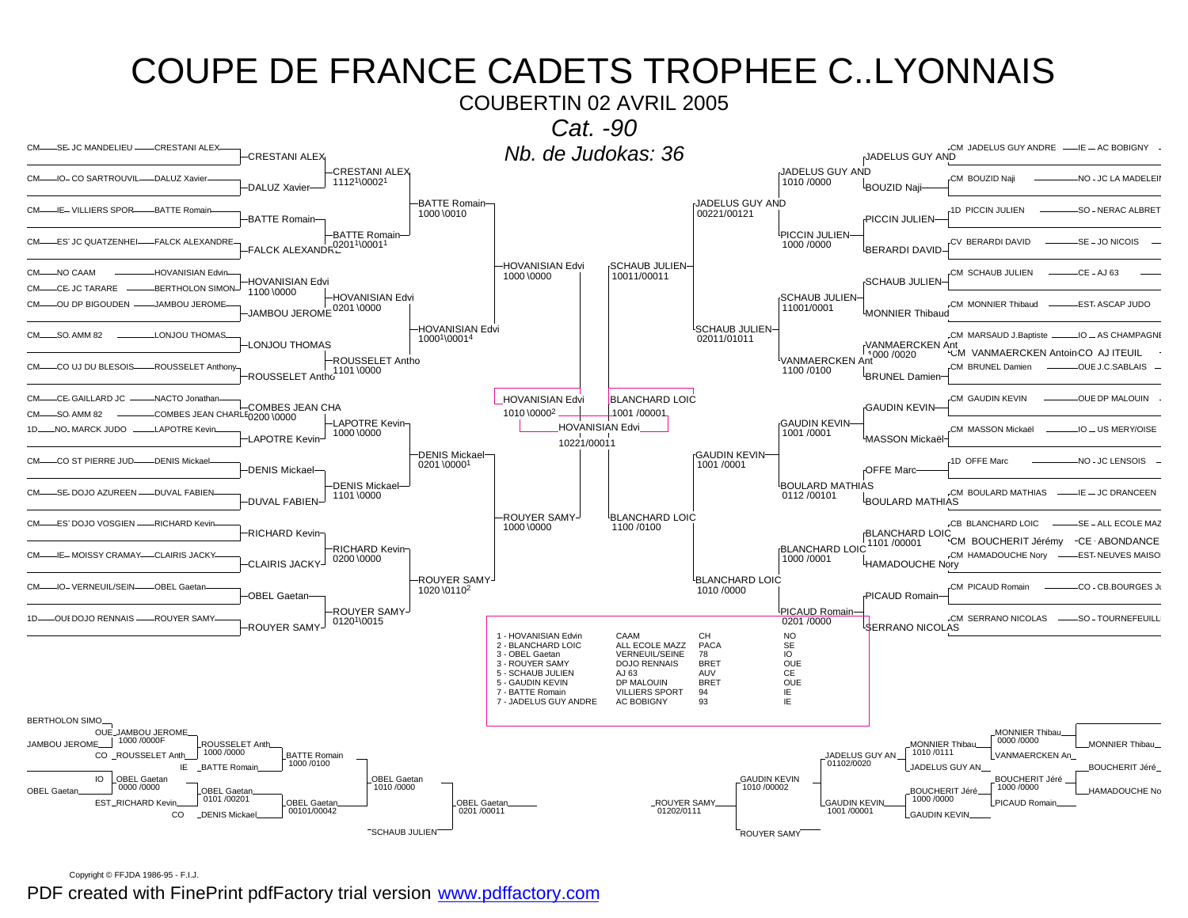# COUPE DE FRANCE CADETS TROPHEE C..LYONNAIS

COUBERTIN 02 AVRIL 2005

*Cat. -90*

*Nb. de Judokas: 36*

## Tableau (partie gauche)

| Grade | Ligue | Club | Judoka |
|---|---|---|---|
| CM | SE | JC MANDELIEU | CRESTANI ALEX |
| CM | IO | CO SARTROUVIL | DALUZ Xavier |
| CM | IE | VILLIERS SPOR | BATTE Romain |
| CM | EST | JC QUATZENHEI | FALCK ALEXANDRE |
| CM | | NO CAAM | HOVANISIAN Edvin |
| CM | CE | JC TARARE | BERTHOLON SIMON |
| CM | | OU DP BIGOUDEN | JAMBOU JEROME |
| CM | | SO. AMM 82 | LONJOU THOMAS |
| CM | | CO UJ DU BLESOIS | ROUSSELET Anthony |
| CM | CE | GAILLARD JC | NACTO Jonathan |
| CM | | SO. AMM 82 | COMBES JEAN CHARLE |
| 1D | NO | MARCK JUDO | LAPOTRE Kevin |
| CM | | CO ST PIERRE JUD | DENIS Mickael |
| CM | SE | DOJO AZUREEN | DUVAL FABIEN |
| CM | EST | DOJO VOSGIEN | RICHARD Kevin |
| CM | IE | MOISSY CRAMAY | CLAIRIS JACKY |
| CM | IO | VERNEUIL/SEIN | OBEL Gaetan |
| 1D | OUE | DOJO RENNAIS | ROUYER SAMY |

Premier tour : CRESTANI ALEX ; DALUZ Xavier ; BATTE Romain ; FALCK ALEXANDRE ; HOVANISIAN Edvi (1100 \0000) ; JAMBOU JEROME ; LONJOU THOMAS ; ROUSSELET Antho ; COMBES JEAN CHA (0200 \0000) ; LAPOTRE Kevin ; DENIS Mickael ; DUVAL FABIEN ; RICHARD Kevin ; CLAIRIS JACKY ; OBEL Gaetan ; ROUYER SAMY

Deuxième tour :
- CRESTANI ALEX 1112[1]\0002[1]
- BATTE Romain 0201[1]\0001[1]
- HOVANISIAN Edvi 0201 \0000
- ROUSSELET Antho 1101 \0000
- LAPOTRE Kevin 1000 \0000
- DENIS Mickael 1101 \0000
- RICHARD Kevin 0200 \0000
- ROUYER SAMY 0120[1]\0015

Troisième tour :
- BATTE Romain 1000 \0010
- HOVANISIAN Edvi 1000[1]\0001[4]
- DENIS Mickael 0201 \0000[1]
- ROUYER SAMY 1020 \0110[2]

Quart de finale :
- HOVANISIAN Edvi 1000 \0000
- ROUYER SAMY 1000 \0000

Demi-finale : HOVANISIAN Edvi 1010 \0000[2]

## Finale

HOVANISIAN Edvi — BLANCHARD LOIC 1001 /00001

**HOVANISIAN Edvi** 10221/00011

## Tableau (partie droite)

| Judoka | Grade | Club | Ligue |
|---|---|---|---|
| JADELUS GUY ANDRE | CM | AC BOBIGNY | IE |
| BOUZID Naji | CM | JC LA MADELEIN | NO |
| PICCIN JULIEN | 1D | NERAC ALBRET | SO |
| BERARDI DAVID | CV | JO NICOIS | SE |
| SCHAUB JULIEN | CM | AJ 63 | CE |
| MONNIER Thibaud | CM | ASCAP JUDO | EST |
| MARSAUD J.Baptiste | CM | AS CHAMPAGNE | IO |
| VANMAERCKEN Antoin | CM | AJ ITEUIL | CO |
| BRUNEL Damien | CM | J.C.SABLAIS | OUE |
| GAUDIN KEVIN | CM | DP MALOUIN | OUE |
| MASSON Mickaël | CM | US MERY/OISE | IO |
| OFFE Marc | 1D | JC LENSOIS | NO |
| BOULARD MATHIAS | CM | JC DRANCEEN | IE |
| BLANCHARD LOIC | CB | ALL ECOLE MAZ | SE |
| BOUCHERIT Jérémy | CM | ABONDANCE | CE |
| HAMADOUCHE Nory | CM | NEUVES MAISO | EST |
| PICAUD Romain | CM | CB.BOURGES J | CO |
| SERRANO NICOLAS | CM | TOURNEFEUILL | SO |

Premier tour : JADELUS GUY AND ; BOUZID Naji ; PICCIN JULIEN ; BERARDI DAVID ; SCHAUB JULIEN ; MONNIER Thibaud ; VANMAERCKEN Ant (1000 /0020) ; BRUNEL Damien ; GAUDIN KEVIN ; MASSON Mickaël ; OFFE Marc ; BOULARD MATHIAS ; BLANCHARD LOIC (1101 /00001) ; HAMADOUCHE Nory ; PICAUD Romain ; SERRANO NICOLAS

Deuxième tour :
- JADELUS GUY AND 1010 /0000
- PICCIN JULIEN 1000 /0000
- SCHAUB JULIEN 11001/0001
- VANMAERCKEN Ant 1100 /0100
- GAUDIN KEVIN 1001 /0001
- BOULARD MATHIAS 0112 /00101
- BLANCHARD LOIC 1000 /0001
- PICAUD Romain 0201 /0000

Troisième tour :
- JADELUS GUY AND 00221/00121
- SCHAUB JULIEN 02011/01011
- GAUDIN KEVIN 1001 /0001
- BLANCHARD LOIC 1010 /0000

Quart de finale :
- SCHAUB JULIEN 10011/00011
- BLANCHARD LOIC 1100 /0100

Demi-finale : BLANCHARD LOIC 1001 /00001

## Classement

| Place | Judoka | Club | Région | Ligue |
|---|---|---|---|---|
| 1 | HOVANISIAN Edvin | CAAM | CH | NO |
| 2 | BLANCHARD LOIC | ALL ECOLE MAZZ | PACA | SE |
| 3 | OBEL Gaetan | VERNEUIL/SEINE | 78 | IO |
| 3 | ROUYER SAMY | DOJO RENNAIS | BRET | OUE |
| 5 | SCHAUB JULIEN | AJ 63 | AUV | CE |
| 5 | GAUDIN KEVIN | DP MALOUIN | BRET | OUE |
| 7 | BATTE Romain | VILLIERS SPORT | 94 | IE |
| 7 | JADELUS GUY ANDRE | AC BOBIGNY | 93 | IE |

## Repêchages (gauche)

- BERTHOLON SIMO — OUE JAMBOU JEROME 1000 /0000F
- JAMBOU JEROME — CO ROUSSELET Anth : ROUSSELET Anth 1000 /0000
- IE BATTE Romain : BATTE Romain 1000 /0100
- IO OBEL Gaetan 0000 /0000 — OBEL Gaetan
- EST RICHARD Kevin : OBEL Gaetan 0101 /00201
- CO DENIS Mickael : OBEL Gaetan 00101/00042
- OBEL Gaetan 1010 /0000
- OBEL Gaetan 0201 /00011 — SCHAUB JULIEN

## Repêchages (droite)

- MONNIER Thibau 0000 /0000 — MONNIER Thibau
- VANMAERCKEN An : MONNIER Thibau 1010 /0111
- JADELUS GUY AN : JADELUS GUY AN 01102/0020
- BOUCHERIT Jéré 1000 /0000 — BOUCHERIT Jéré
- HAMADOUCHE No : BOUCHERIT Jéré 1000 /0000
- PICAUD Romain : GAUDIN KEVIN 1001 /00001
- GAUDIN KEVIN
- GAUDIN KEVIN 1010 /00002
- ROUYER SAMY 01202/0111 — ROUYER SAMY

Copyright © FFJDA 1986-95 - F.I.J.

PDF created with FinePrint pdfFactory trial version www.pdffactory.com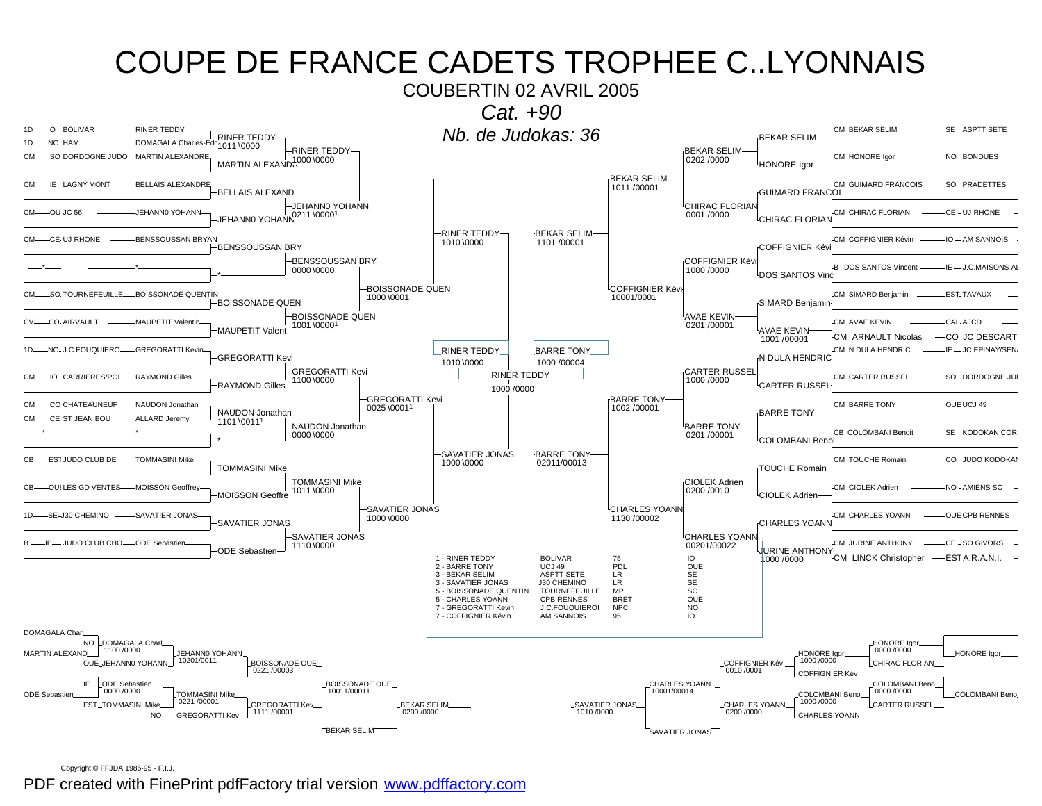# COUPE DE FRANCE CADETS TROPHEE C..LYONNAIS

COUBERTIN 02 AVRIL 2005

*Cat. +90*

*Nb. de Judokas: 36*

## Tableau gauche

| | | |
|---|---|---|
| 1D | IO - BOLIVAR | RINER TEDDY |
| 1D | NO - HAM | DOMAGALA Charles-Edo |
| CM | SO DORDOGNE JUDO | MARTIN ALEXANDRE |
| CM | IE - LAGNY MONT | BELLAIS ALEXANDRE |
| CM | OU JC 56 | JEHANN0 YOHANN |
| CM | CE UJ RHONE | BENSSOUSSAN BRYAN |
| * | | * |
| CM | SO TOURNEFEUILLE | BOISSONADE QUENTIN |
| CV | CO AIRVAULT | MAUPETIT Valentin |
| 1D | NO J.C.FOUQUIERO | GREGORATTI Kevin |
| CM | IO CARRIERES/POI | RAYMOND Gilles |
| CM | CO CHATEAUNEUF | NAUDON Jonathan |
| CM | CE ST JEAN BOU | ALLARD Jeremy |
| * | | * |
| CB | EST JUDO CLUB DE | TOMMASINI Mike |
| CB | OU LES GD VENTES | MOISSON Geoffrey |
| 1D | SE J30 CHEMINO | SAVATIER JONAS |
| B | IE JUDO CLUB CHO | ODE Sebastien |

RINER TEDDY 1011 \0000 – MARTIN ALEXANDR → RINER TEDDY 1000 \0000

BELLAIS ALEXAND – JEHANN0 YOHANN → JEHANN0 YOHANN 0211 \0000[1]

RINER TEDDY (vs JEHANN0 YOHANN) → RINER TEDDY 1010 \0000

BENSSOUSSAN BRY – * → BENSSOUSSAN BRY 0000 \0000

BOISSONADE QUEN – MAUPETIT Valent → BOISSONADE QUEN 1001 \0000[1]

BOISSONADE QUEN 1000 \0001

GREGORATTI Kevi – RAYMOND Gilles → GREGORATTI Kevi 1100 \0000

NAUDON Jonathan 1101 \0011[1] – * → NAUDON Jonathan 0000 \0000

GREGORATTI Kevi 0025 \0001[1]

TOMMASINI Mike – MOISSON Geoffre → TOMMASINI Mike 1011 \0000

SAVATIER JONAS – ODE Sebastien → SAVATIER JONAS 1110 \0000

SAVATIER JONAS 1000 \0000

SAVATIER JONAS 1000 \0000

## Finale

RINER TEDDY 1010 \0000 – BARRE TONY 1000 /00004

RINER TEDDY 1000 /0000

## Tableau droit

| | | |
|---|---|---|
| CM BEKAR SELIM | SE - ASPTT SETE | |
| CM HONORE Igor | NO - BONDUES | |
| CM GUIMARD FRANCOIS | SO - PRADETTES | |
| CM CHIRAC FLORIAN | CE - UJ RHONE | |
| CM COFFIGNIER Kévin | IO - AM SANNOIS | |
| B DOS SANTOS Vincent | IE - J.C.MAISONS AL | |
| CM SIMARD Benjamin | EST TAVAUX | |
| CM AVAE KEVIN | CAL AJCD | |
| CM ARNAULT Nicolas | CO JC DESCARTI | |
| CM N DULA HENDRIC | IE - JC EPINAY/SEN | |
| CM CARTER RUSSEL | SO - DORDOGNE JUI | |
| CM BARRE TONY | OUE UCJ 49 | |
| CB COLOMBANI Benoit | SE - KODOKAN COR | |
| CM TOUCHE Romain | CO - JUDO KODOKAN | |
| CM CIOLEK Adrien | NO - AMIENS SC | |
| CM CHARLES YOANN | OUE CPB RENNES | |
| CM JURINE ANTHONY | CE - SO GIVORS | |
| CM LINCK Christopher | EST A.R.A.N.I. | |

BEKAR SELIM – HONORE Igor → BEKAR SELIM 0202 /0000

GUIMARD FRANCOI – CHIRAC FLORIAN → CHIRAC FLORIAN 0001 /0000

BEKAR SELIM 1011 /00001

COFFIGNIER Kévi – DOS SANTOS Vinc → COFFIGNIER Kévi 1000 /0000

SIMARD Benjamin – AVAE KEVIN 1001 /00001 → AVAE KEVIN 0201 /00001

COFFIGNIER Kévi 10001/0001

BEKAR SELIM 1101 /00001

N DULA HENDRIC – CARTER RUSSEL → CARTER RUSSEL 1000 /0000

BARRE TONY – COLOMBANI Benoi → BARRE TONY 0201 /00001

BARRE TONY 1002 /00001

TOUCHE Romain – CIOLEK Adrien → CIOLEK Adrien 0200 /0010

CHARLES YOANN – JURINE ANTHONY 1000 /0000 → CHARLES YOANN 00201/00022

CHARLES YOANN 1130 /00002

BARRE TONY 02011/00013

## Classement

| | | | |
|---|---|---|---|
| 1 - RINER TEDDY | BOLIVAR | 75 | IO |
| 2 - BARRE TONY | UCJ 49 | PDL | OUE |
| 3 - BEKAR SELIM | ASPTT SETE | LR | SE |
| 3 - SAVATIER JONAS | J30 CHEMINO | LR | SE |
| 5 - BOISSONADE QUENTIN | TOURNEFEUILLE | MP | SO |
| 5 - CHARLES YOANN | CPB RENNES | BRET | OUE |
| 7 - GREGORATTI Kevin | J.C.FOUQUIEROI | NPC | NO |
| 7 - COFFIGNIER Kévin | AM SANNOIS | 95 | IO |

## Repêchages

DOMAGALA Charl – MARTIN ALEXAND → NO DOMAGALA Charl 1100 /0000

OUE JEHANN0 YOHANN → JEHANN0 YOHANN 10201/0011

BOISSONADE QUE 0221 /00003

IE ODE Sebastien 0000 /0000 – ODE Sebastien

EST TOMMASINI Mike → TOMMASINI Mike 0221 /00001

NO GREGORATTI Kev → GREGORATTI Kev 1111 /00001

BOISSONADE QUE 10011/00011

BEKAR SELIM

BEKAR SELIM 0200 /0000

HONORE Igor 0000 /0000 – HONORE Igor

HONORE Igor 1000 /0000 – CHIRAC FLORIAN

COFFIGNIER Kév 0010 /0001 – COFFIGNIER Kév

COLOMBANI Beno 0000 /0000 – COLOMBANI Beno

COLOMBANI Beno 1000 /0000 – CARTER RUSSEL

CHARLES YOANN 0200 /0000 – CHARLES YOANN

CHARLES YOANN 10001/00014

SAVATIER JONAS 1010 /0000

SAVATIER JONAS

Copyright © FFJDA 1986-95 - F.I.J.

PDF created with FinePrint pdfFactory trial version www.pdffactory.com